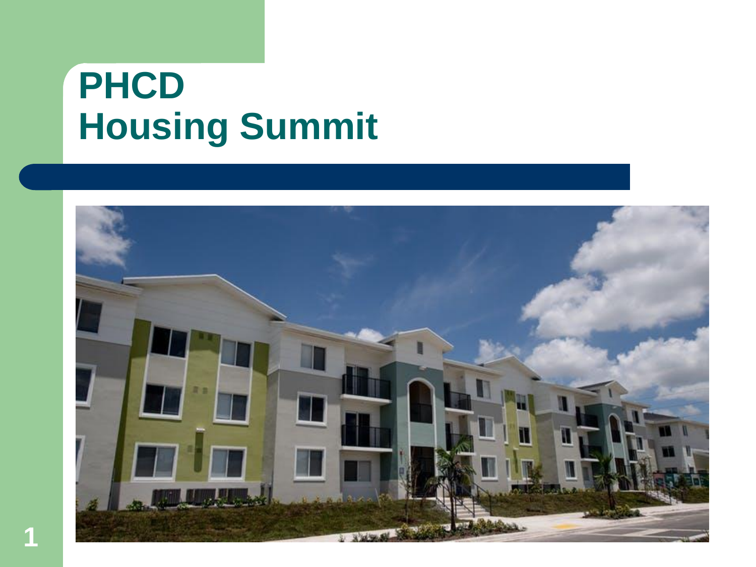# PHCD
# Housing Summit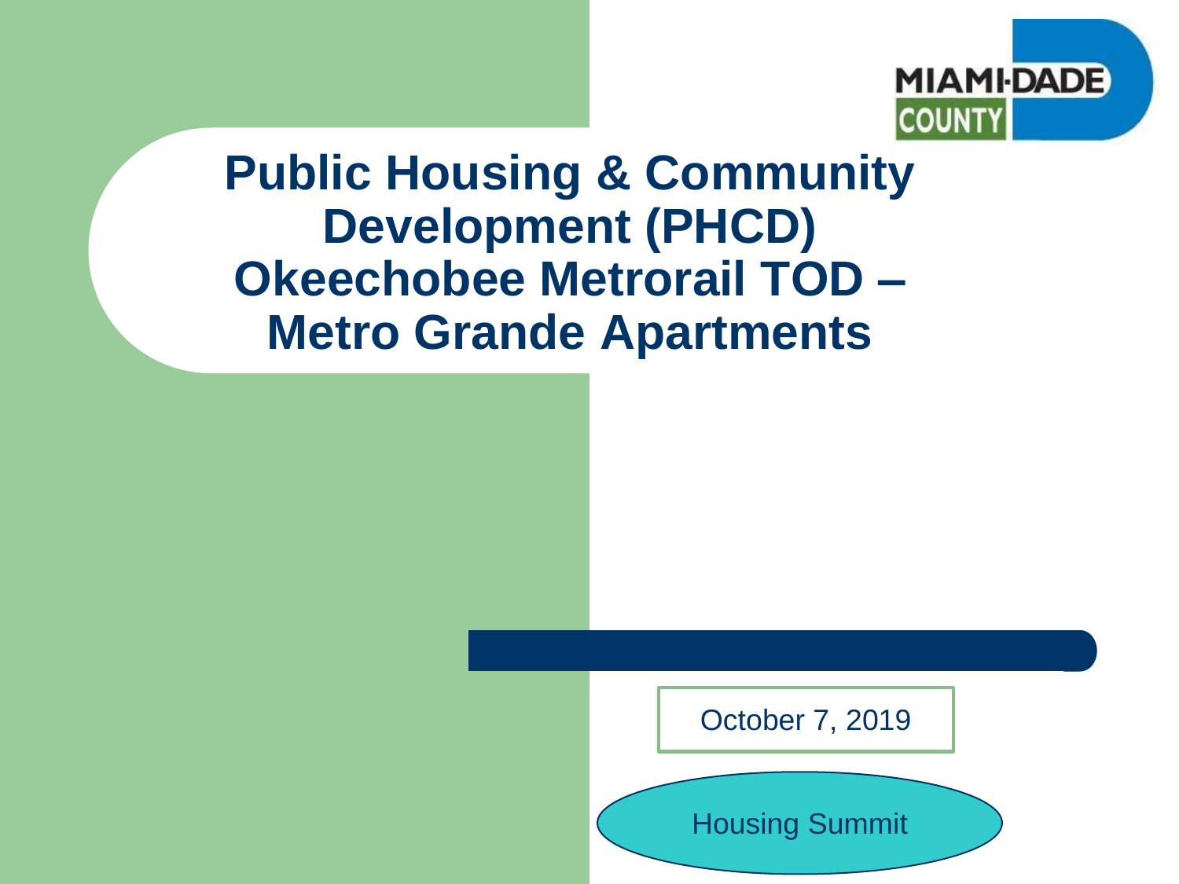MIAMI-DADE COUNTY

# Public Housing & Community Development (PHCD) Okeechobee Metrorail TOD – Metro Grande Apartments

October 7, 2019

Housing Summit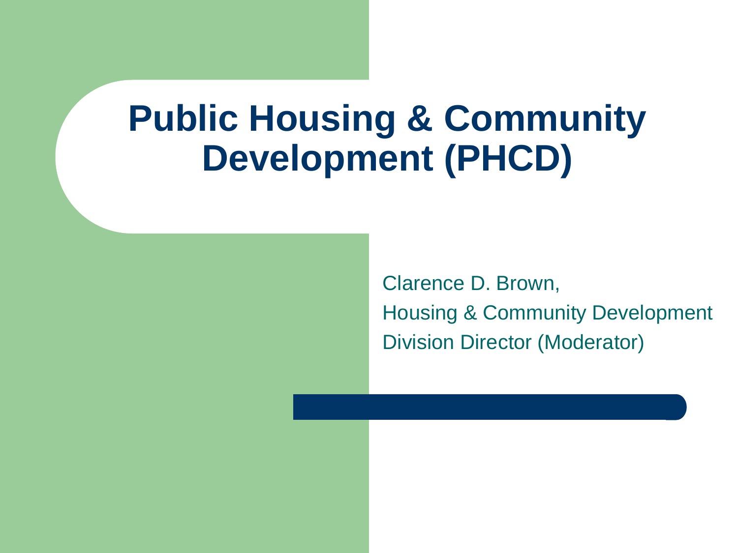# Public Housing & Community Development (PHCD)

Clarence D. Brown,
Housing & Community Development
Division Director (Moderator)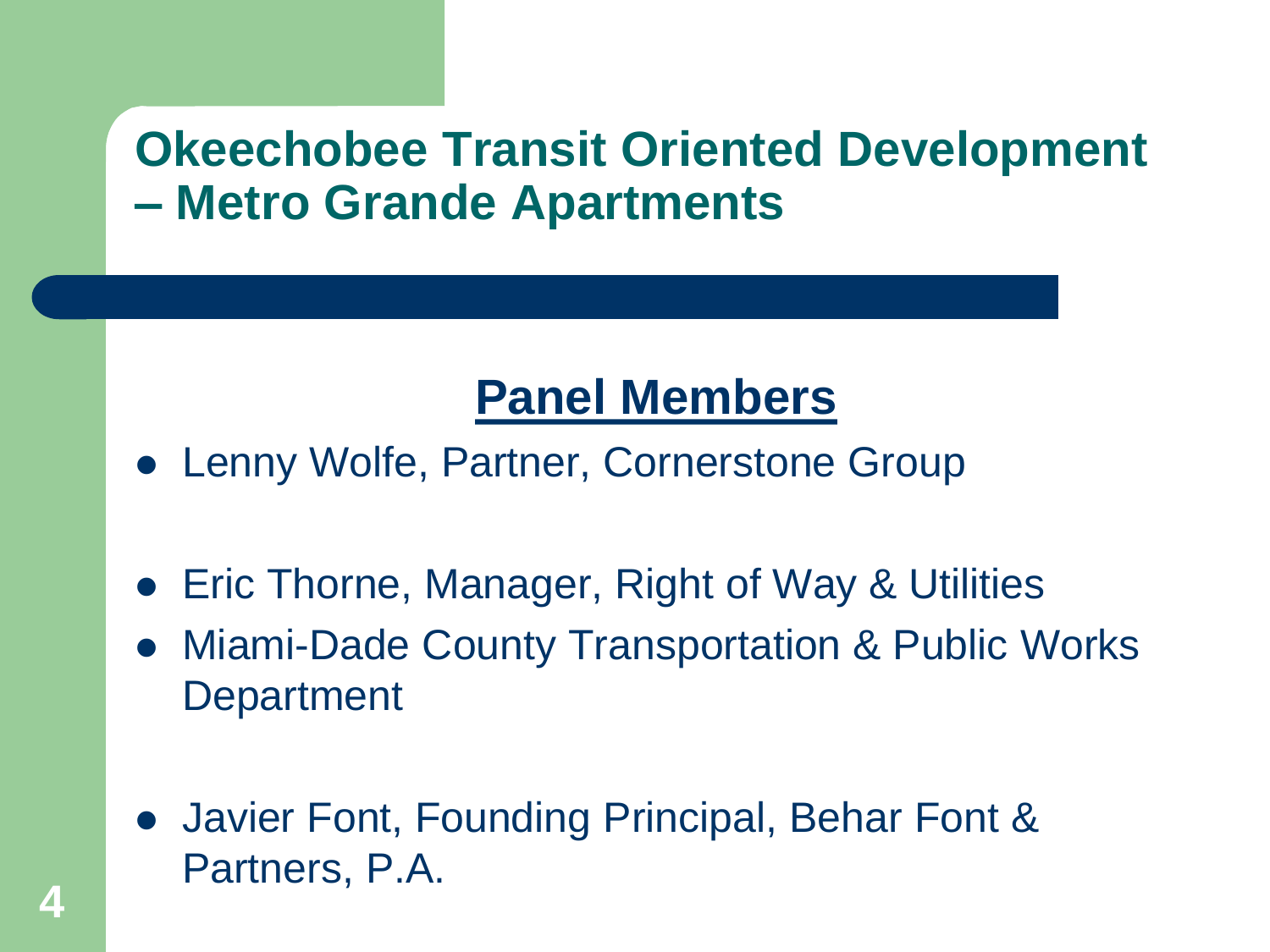# Okeechobee Transit Oriented Development – Metro Grande Apartments

## Panel Members

- Lenny Wolfe, Partner, Cornerstone Group
- Eric Thorne, Manager, Right of Way & Utilities
- Miami-Dade County Transportation & Public Works Department
- Javier Font, Founding Principal, Behar Font & Partners, P.A.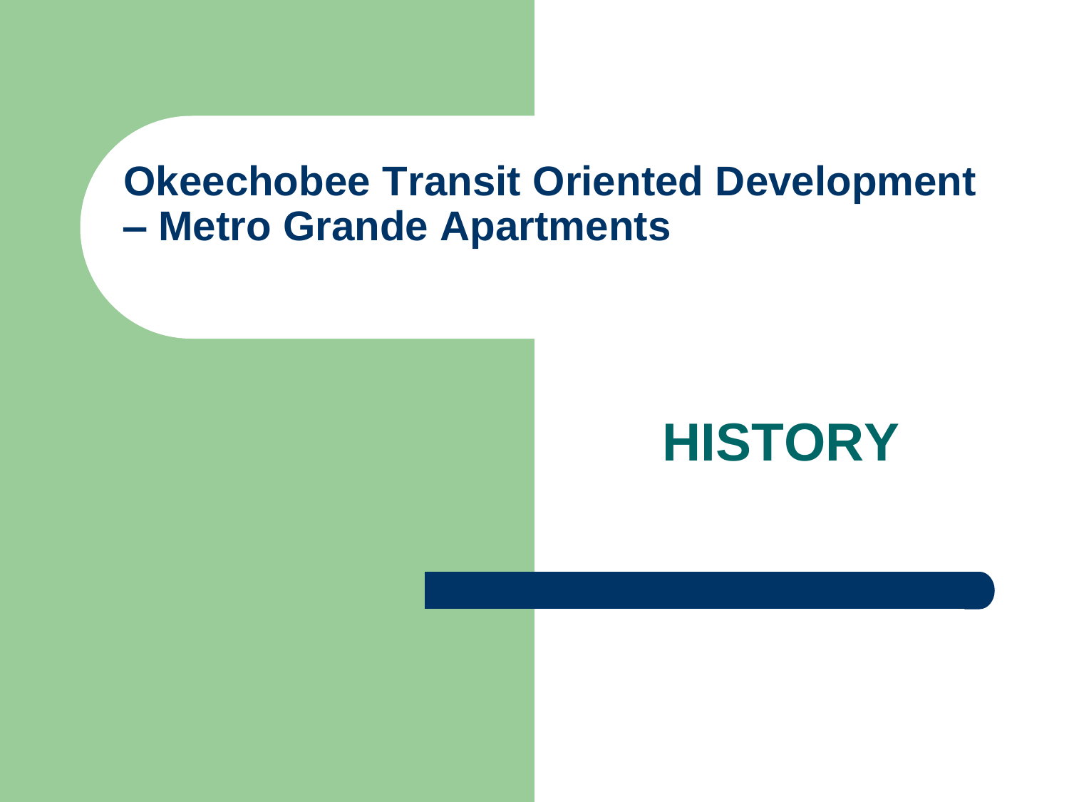# Okeechobee Transit Oriented Development – Metro Grande Apartments

## HISTORY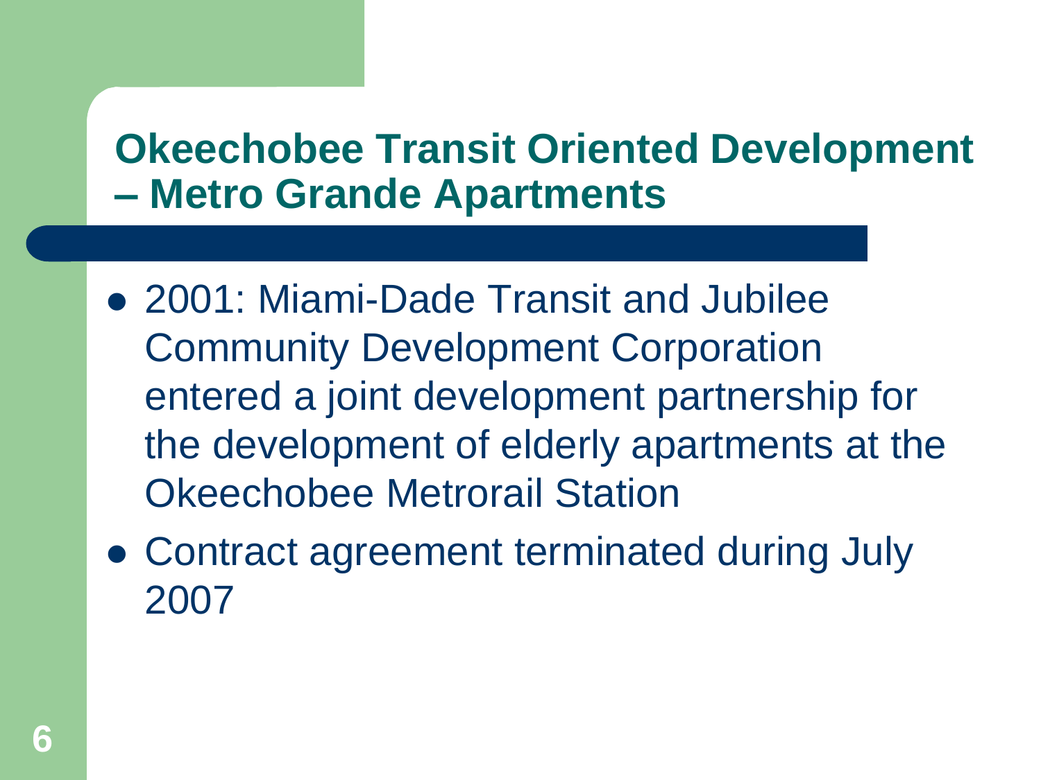## Okeechobee Transit Oriented Development – Metro Grande Apartments

- 2001: Miami-Dade Transit and Jubilee Community Development Corporation entered a joint development partnership for the development of elderly apartments at the Okeechobee Metrorail Station
- Contract agreement terminated during July 2007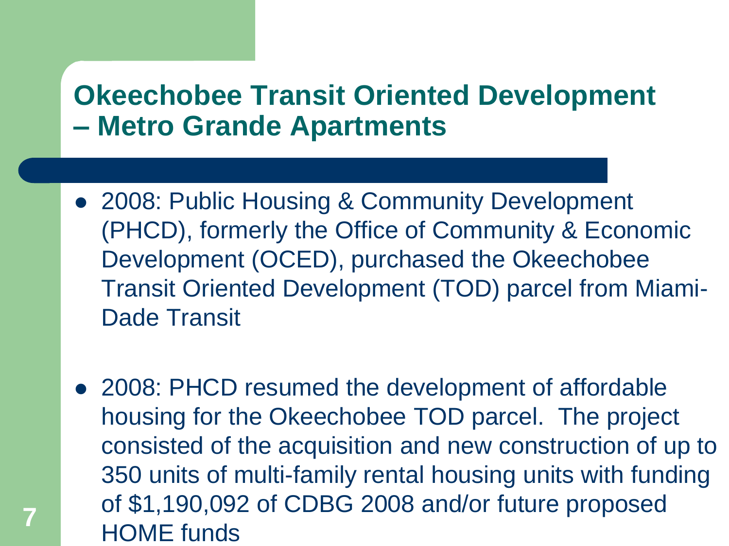## Okeechobee Transit Oriented Development – Metro Grande Apartments

- 2008: Public Housing & Community Development (PHCD), formerly the Office of Community & Economic Development (OCED), purchased the Okeechobee Transit Oriented Development (TOD) parcel from Miami-Dade Transit

- 2008: PHCD resumed the development of affordable housing for the Okeechobee TOD parcel. The project consisted of the acquisition and new construction of up to 350 units of multi-family rental housing units with funding of $1,190,092 of CDBG 2008 and/or future proposed HOME funds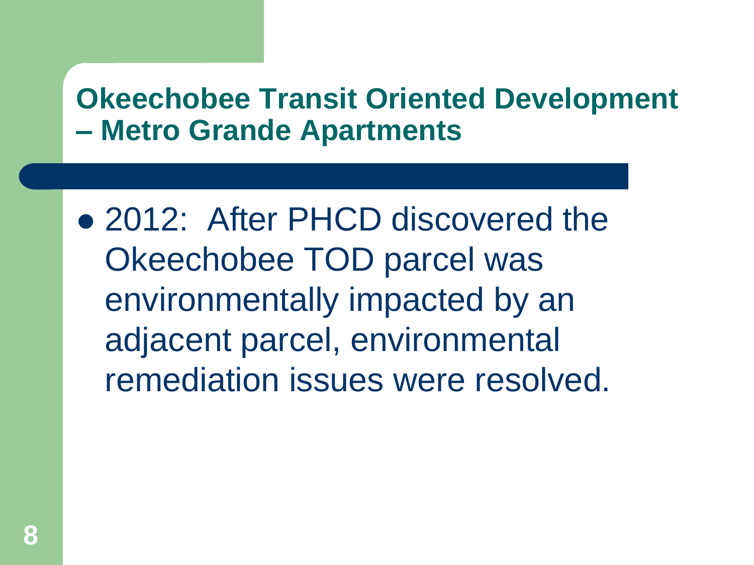## Okeechobee Transit Oriented Development – Metro Grande Apartments

- 2012: After PHCD discovered the Okeechobee TOD parcel was environmentally impacted by an adjacent parcel, environmental remediation issues were resolved.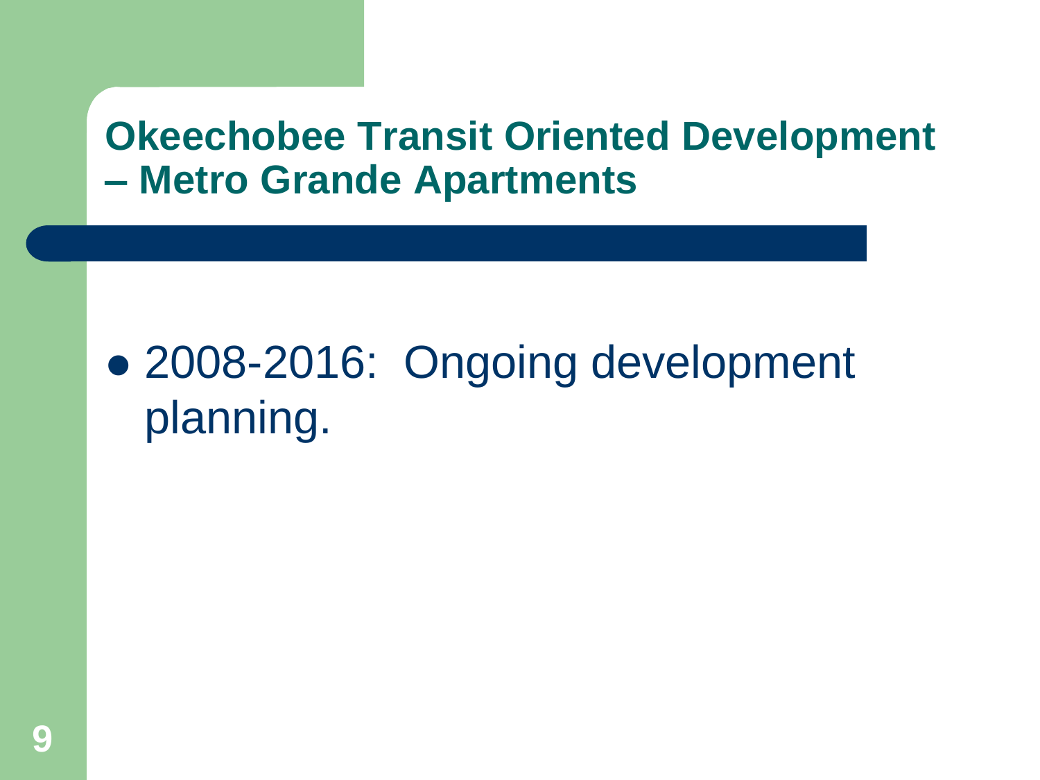## Okeechobee Transit Oriented Development – Metro Grande Apartments

- 2008-2016: Ongoing development planning.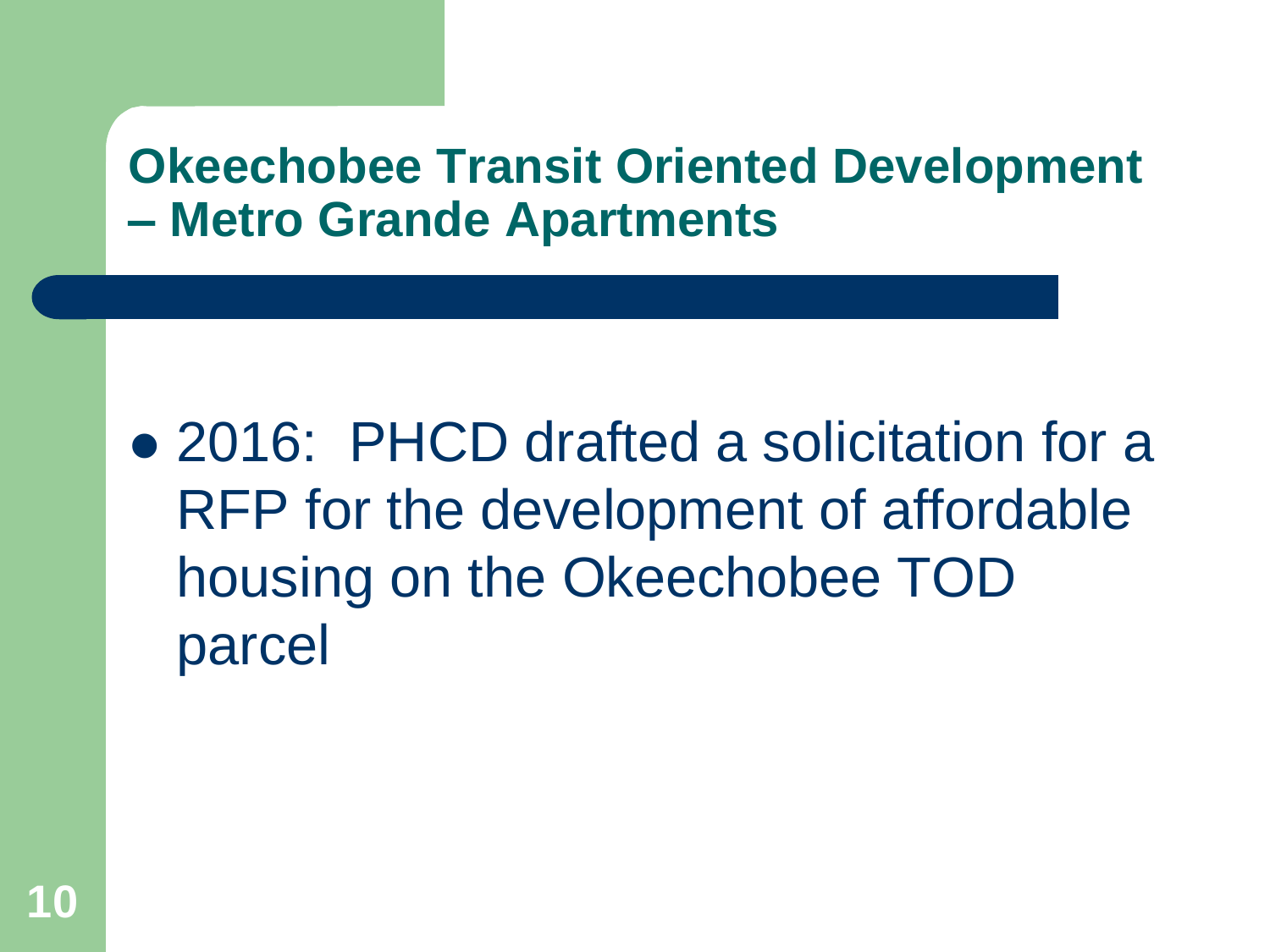## Okeechobee Transit Oriented Development – Metro Grande Apartments

- 2016: PHCD drafted a solicitation for a RFP for the development of affordable housing on the Okeechobee TOD parcel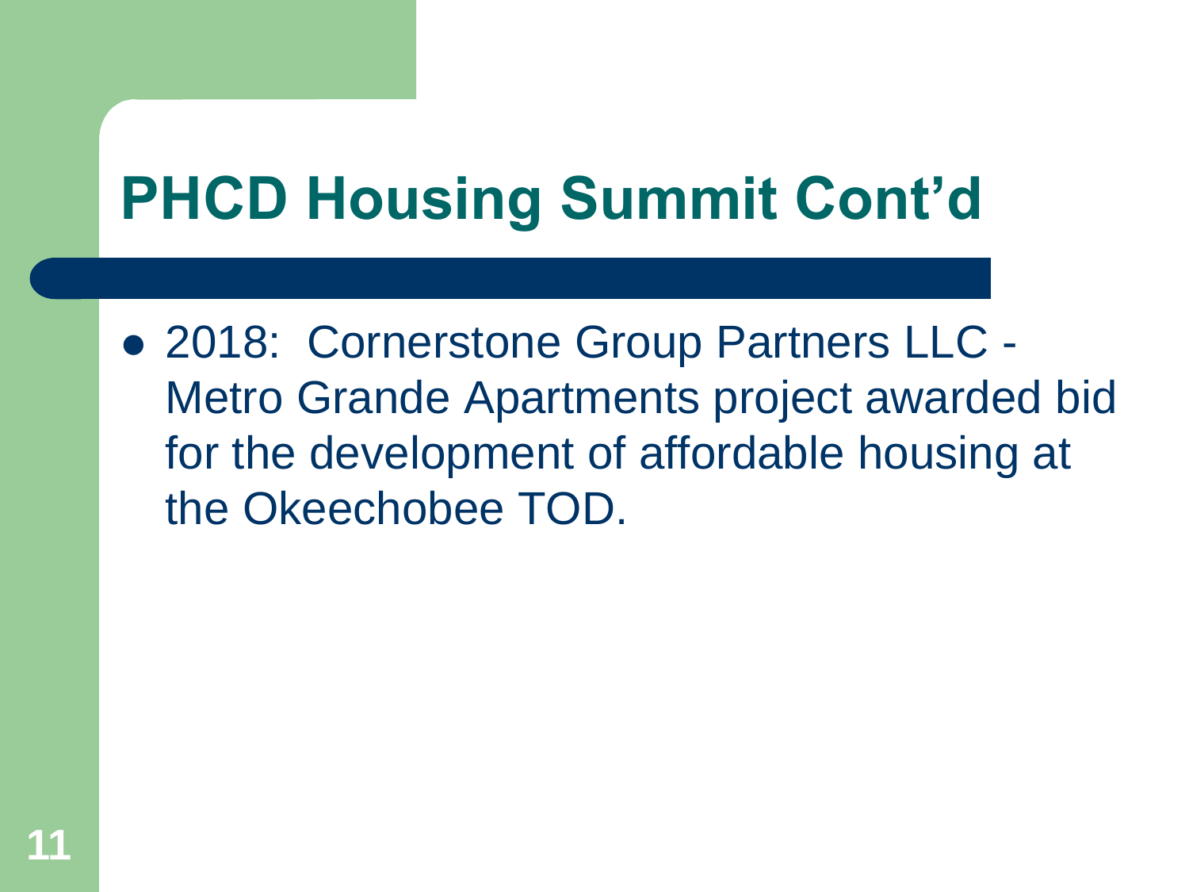# PHCD Housing Summit Cont'd

- 2018:  Cornerstone Group Partners LLC - Metro Grande Apartments project awarded bid for the development of affordable housing at the Okeechobee TOD.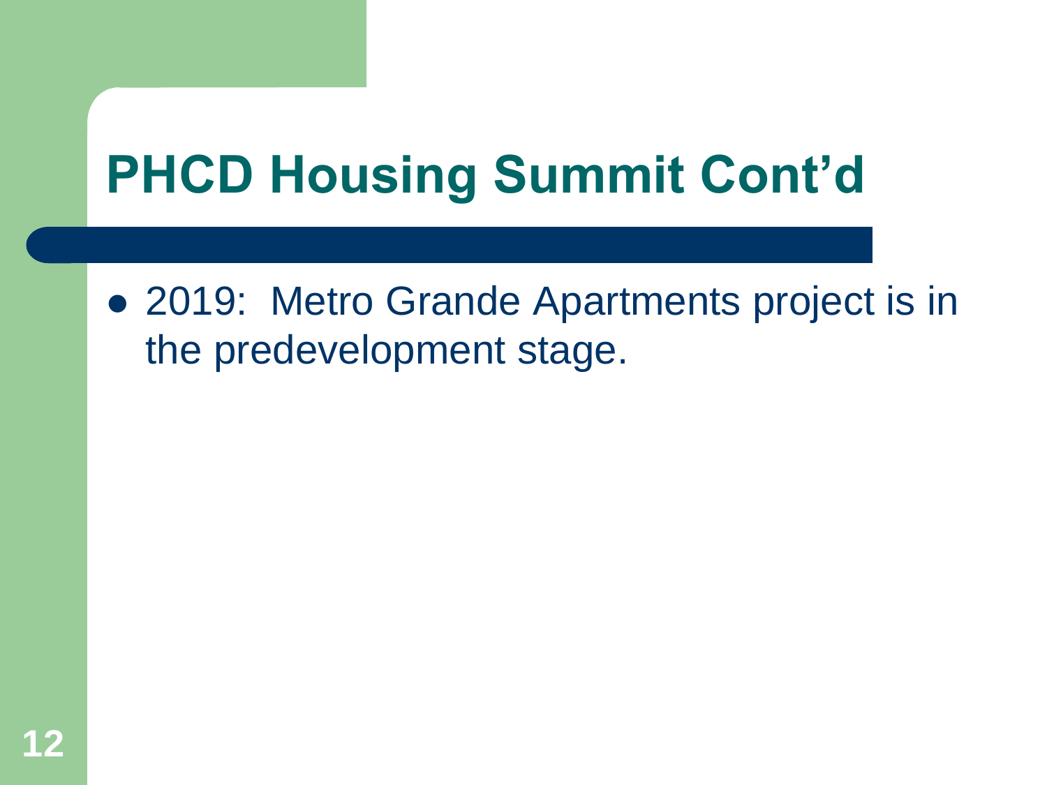# PHCD Housing Summit Cont'd

- 2019:  Metro Grande Apartments project is in the predevelopment stage.